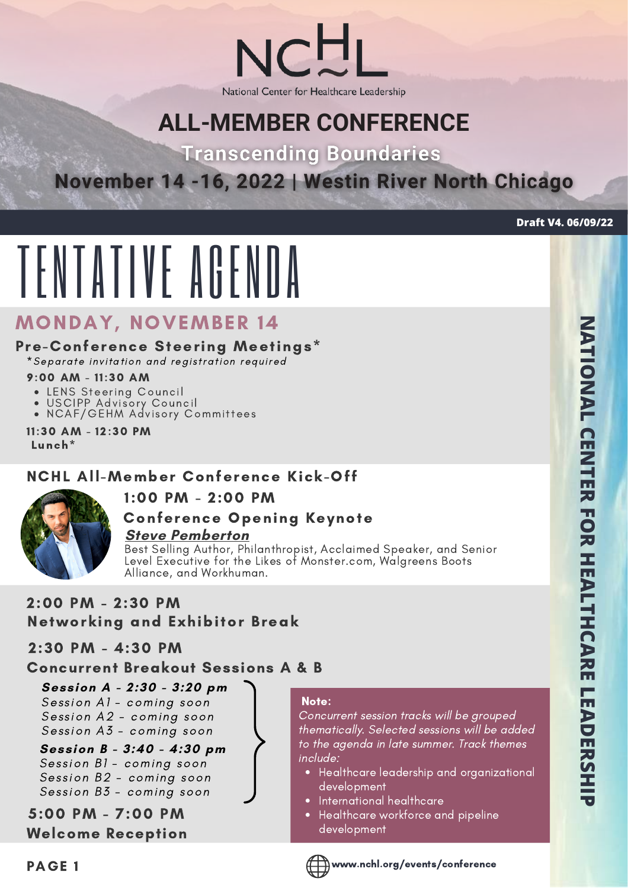NCHL

National Center for Healthcare Leadership

# ALL-MEMBER CONFERENCE

## Transcending Boundaries

## November 14 -16, 2022 | Westin River North Chicago

**Draft V4. 06/09/22**

# TENTATIVE AGENDA

## MONDAY, NOVEMBER 14

### Pre-Conference Steering Meetings*

*\*Separate invitation and registration required*

**9:00 AM - 11:30 AM**

- LENS Steering Council
- USCIPP Advisory Council
- NCAF/GEHM Advisory Committees

**11:30 AM - 12:30 PM**

**Lunch***

### NCHL All-Member Conference Kick-Off

**1:00 PM - 2:00 PM**

**Conference Opening Keynote**

***Steve Pemberton***

Best Selling Author, Philanthropist, Acclaimed Speaker, and Senior Level Executive for the Likes of Monster.com, Walgreens Boots Alliance, and Workhuman.

**2:00 PM - 2:30 PM**

**Networking and Exhibitor Break**

**2:30 PM - 4:30 PM**

**Concurrent Breakout Sessions A & B**

***Session A - 2:30 - 3:20 pm***

*Session A1 - coming soon*

*Session A2 - coming soon*

*Session A3 - coming soon*

***Session B - 3:40 - 4:30 pm***

*Session B1 - coming soon*

*Session B2 - coming soon*

*Session B3 - coming soon*

**Note:**

*Concurrent session tracks will be grouped thematically. Selected sessions will be added to the agenda in late summer. Track themes include:*

- Healthcare leadership and organizational development
- International healthcare
- Healthcare workforce and pipeline development

**5:00 PM - 7:00 PM**

**Welcome Reception**

www.nchl.org/events/conference

NATIONAL CENTER FOR HEALTHCARE LEADERSHIP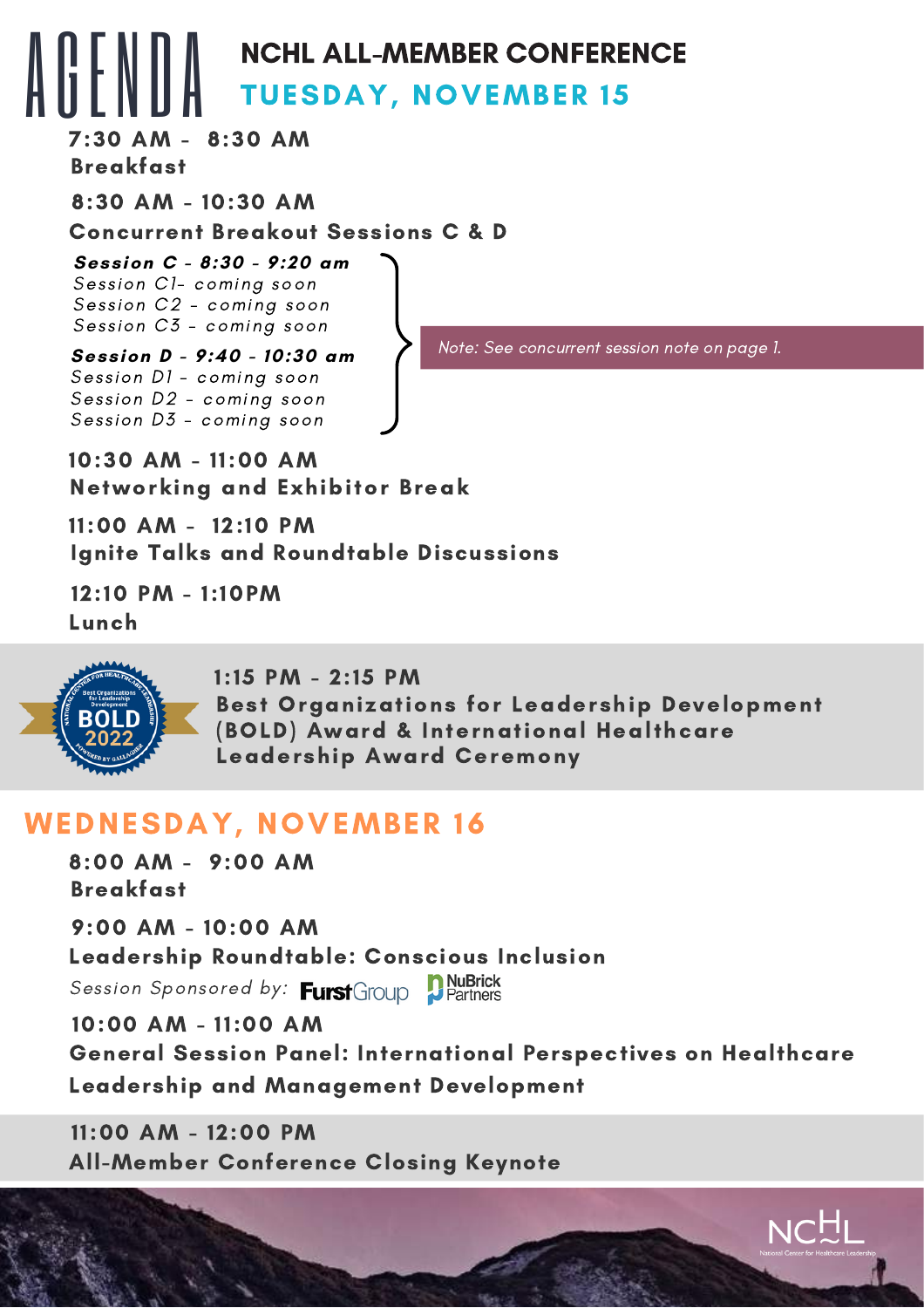# AGENDA

## NCHL ALL-MEMBER CONFERENCE

## TUESDAY, NOVEMBER 15

**7:30 AM - 8:30 AM**
**Breakfast**

**8:30 AM - 10:30 AM**
**Concurrent Breakout Sessions C & D**

***Session C - 8:30 - 9:20 am***
*Session C1- coming soon*
*Session C2 - coming soon*
*Session C3 - coming soon*

***Session D - 9:40 - 10:30 am***
*Session D1 - coming soon*
*Session D2 - coming soon*
*Session D3 - coming soon*

*Note: See concurrent session note on page 1.*

**10:30 AM - 11:00 AM**
**Networking and Exhibitor Break**

**11:00 AM - 12:10 PM**
**Ignite Talks and Roundtable Discussions**

**12:10 PM - 1:10PM**
**Lunch**

**1:15 PM - 2:15 PM**
**Best Organizations for Leadership Development (BOLD) Award & International Healthcare Leadership Award Ceremony**

## WEDNESDAY, NOVEMBER 16

**8:00 AM - 9:00 AM**
**Breakfast**

**9:00 AM - 10:00 AM**
**Leadership Roundtable: Conscious Inclusion**
*Session Sponsored by:* FurstGroup NuBrick Partners

**10:00 AM - 11:00 AM**
**General Session Panel: International Perspectives on Healthcare Leadership and Management Development**

**11:00 AM - 12:00 PM**
**All-Member Conference Closing Keynote**